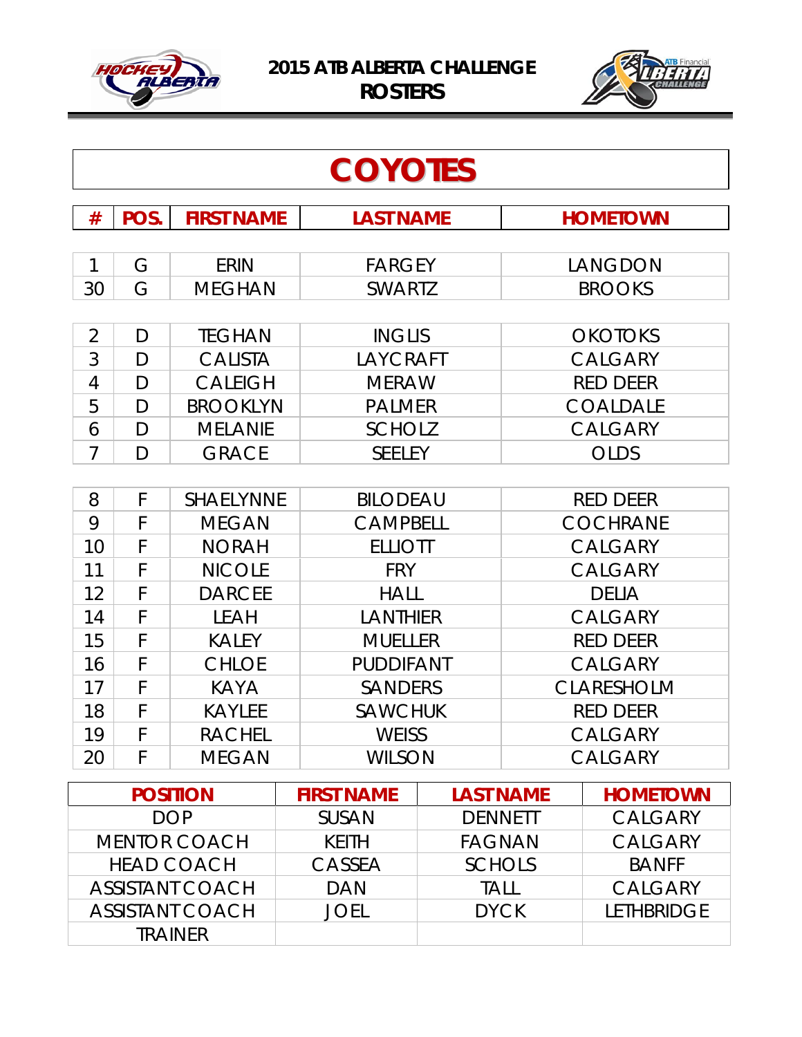# 2015 ATB ALBERTA CHALLENGE ROSTERS

## COYOTES

| # | POS. | FIRST NAME | LAST NAME | HOMETOWN |
|---|---|---|---|---|
| 1 | G | ERIN | FARGEY | LANGDON |
| 30 | G | MEGHAN | SWARTZ | BROOKS |
| 2 | D | TEGHAN | INGLIS | OKOTOKS |
| 3 | D | CALISTA | LAYCRAFT | CALGARY |
| 4 | D | CALEIGH | MERAW | RED DEER |
| 5 | D | BROOKLYN | PALMER | COALDALE |
| 6 | D | MELANIE | SCHOLZ | CALGARY |
| 7 | D | GRACE | SEELEY | OLDS |
| 8 | F | SHAELYNNE | BILODEAU | RED DEER |
| 9 | F | MEGAN | CAMPBELL | COCHRANE |
| 10 | F | NORAH | ELLIOTT | CALGARY |
| 11 | F | NICOLE | FRY | CALGARY |
| 12 | F | DARCEE | HALL | DELIA |
| 14 | F | LEAH | LANTHIER | CALGARY |
| 15 | F | KALEY | MUELLER | RED DEER |
| 16 | F | CHLOE | PUDDIFANT | CALGARY |
| 17 | F | KAYA | SANDERS | CLARESHOLM |
| 18 | F | KAYLEE | SAWCHUK | RED DEER |
| 19 | F | RACHEL | WEISS | CALGARY |
| 20 | F | MEGAN | WILSON | CALGARY |

| POSITION | FIRST NAME | LAST NAME | HOMETOWN |
|---|---|---|---|
| DOP | SUSAN | DENNETT | CALGARY |
| MENTOR COACH | KEITH | FAGNAN | CALGARY |
| HEAD COACH | CASSEA | SCHOLS | BANFF |
| ASSISTANT COACH | DAN | TALL | CALGARY |
| ASSISTANT COACH | JOEL | DYCK | LETHBRIDGE |
| TRAINER | | | |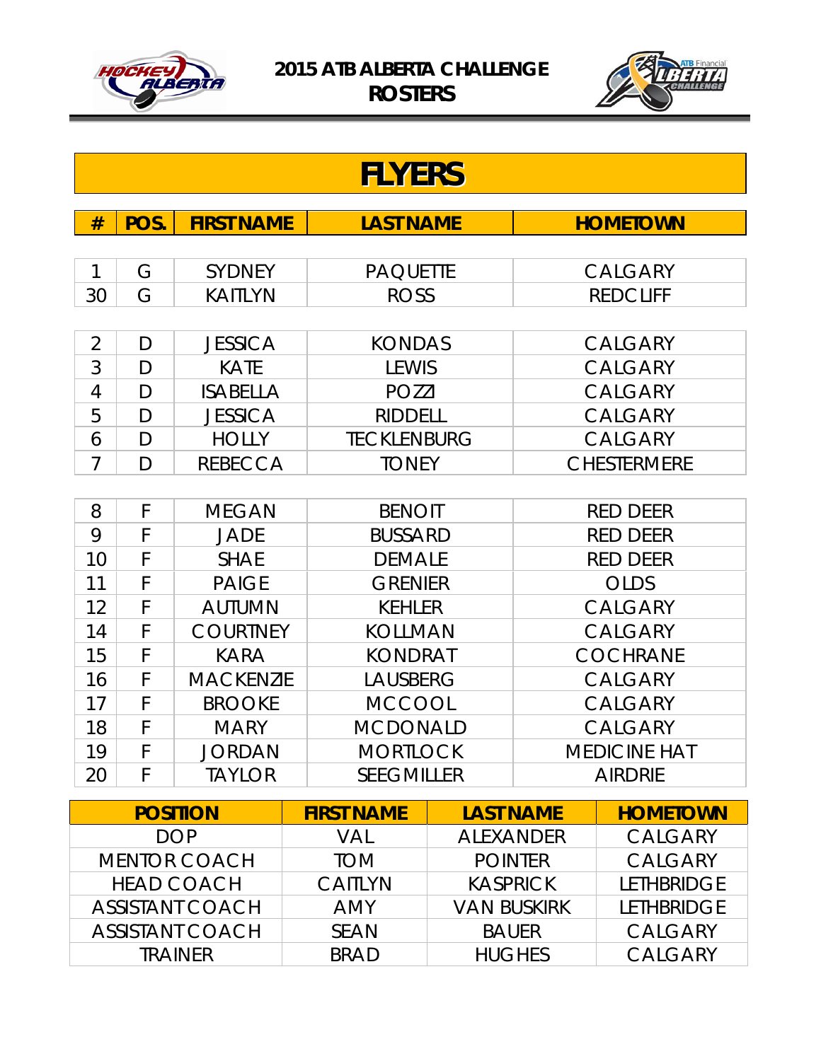# 2015 ATB ALBERTA CHALLENGE ROSTERS

## FLYERS

| # | POS. | FIRST NAME | LAST NAME | HOMETOWN |
|---|---|---|---|---|
| 1 | G | SYDNEY | PAQUETTE | CALGARY |
| 30 | G | KAITLYN | ROSS | REDCLIFF |
| 2 | D | JESSICA | KONDAS | CALGARY |
| 3 | D | KATE | LEWIS | CALGARY |
| 4 | D | ISABELLA | POZZI | CALGARY |
| 5 | D | JESSICA | RIDDELL | CALGARY |
| 6 | D | HOLLY | TECKLENBURG | CALGARY |
| 7 | D | REBECCA | TONEY | CHESTERMERE |
| 8 | F | MEGAN | BENOIT | RED DEER |
| 9 | F | JADE | BUSSARD | RED DEER |
| 10 | F | SHAE | DEMALE | RED DEER |
| 11 | F | PAIGE | GRENIER | OLDS |
| 12 | F | AUTUMN | KEHLER | CALGARY |
| 14 | F | COURTNEY | KOLLMAN | CALGARY |
| 15 | F | KARA | KONDRAT | COCHRANE |
| 16 | F | MACKENZIE | LAUSBERG | CALGARY |
| 17 | F | BROOKE | MCCOOL | CALGARY |
| 18 | F | MARY | MCDONALD | CALGARY |
| 19 | F | JORDAN | MORTLOCK | MEDICINE HAT |
| 20 | F | TAYLOR | SEEGMILLER | AIRDRIE |

| POSITION | FIRST NAME | LAST NAME | HOMETOWN |
|---|---|---|---|
| DOP | VAL | ALEXANDER | CALGARY |
| MENTOR COACH | TOM | POINTER | CALGARY |
| HEAD COACH | CAITLYN | KASPRICK | LETHBRIDGE |
| ASSISTANT COACH | AMY | VAN BUSKIRK | LETHBRIDGE |
| ASSISTANT COACH | SEAN | BAUER | CALGARY |
| TRAINER | BRAD | HUGHES | CALGARY |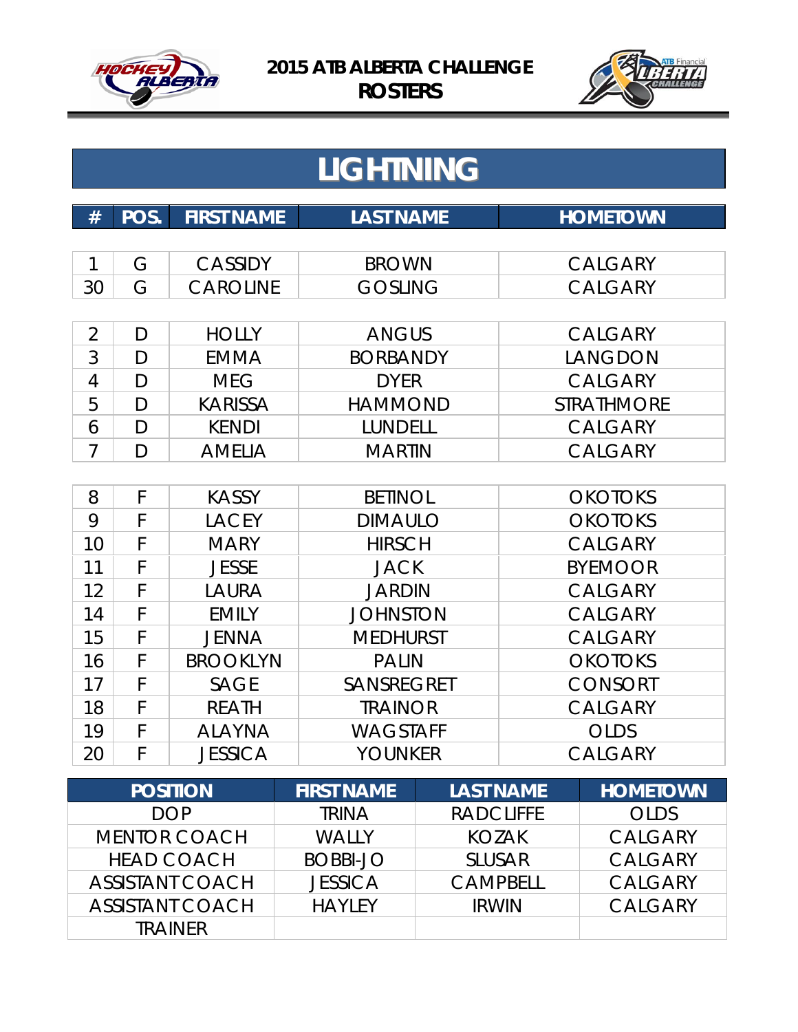# 2015 ATB ALBERTA CHALLENGE ROSTERS

## LIGHTNING

| # | POS. | FIRST NAME | LAST NAME | HOMETOWN |
|---|---|---|---|---|
| 1 | G | CASSIDY | BROWN | CALGARY |
| 30 | G | CAROLINE | GOSLING | CALGARY |
| 2 | D | HOLLY | ANGUS | CALGARY |
| 3 | D | EMMA | BORBANDY | LANGDON |
| 4 | D | MEG | DYER | CALGARY |
| 5 | D | KARISSA | HAMMOND | STRATHMORE |
| 6 | D | KENDI | LUNDELL | CALGARY |
| 7 | D | AMELIA | MARTIN | CALGARY |
| 8 | F | KASSY | BETINOL | OKOTOKS |
| 9 | F | LACEY | DIMAULO | OKOTOKS |
| 10 | F | MARY | HIRSCH | CALGARY |
| 11 | F | JESSE | JACK | BYEMOOR |
| 12 | F | LAURA | JARDIN | CALGARY |
| 14 | F | EMILY | JOHNSTON | CALGARY |
| 15 | F | JENNA | MEDHURST | CALGARY |
| 16 | F | BROOKLYN | PALIN | OKOTOKS |
| 17 | F | SAGE | SANSREGRET | CONSORT |
| 18 | F | REATH | TRAINOR | CALGARY |
| 19 | F | ALAYNA | WAGSTAFF | OLDS |
| 20 | F | JESSICA | YOUNKER | CALGARY |

| POSITION | FIRST NAME | LAST NAME | HOMETOWN |
|---|---|---|---|
| DOP | TRINA | RADCLIFFE | OLDS |
| MENTOR COACH | WALLY | KOZAK | CALGARY |
| HEAD COACH | BOBBI-JO | SLUSAR | CALGARY |
| ASSISTANT COACH | JESSICA | CAMPBELL | CALGARY |
| ASSISTANT COACH | HAYLEY | IRWIN | CALGARY |
| TRAINER | | | |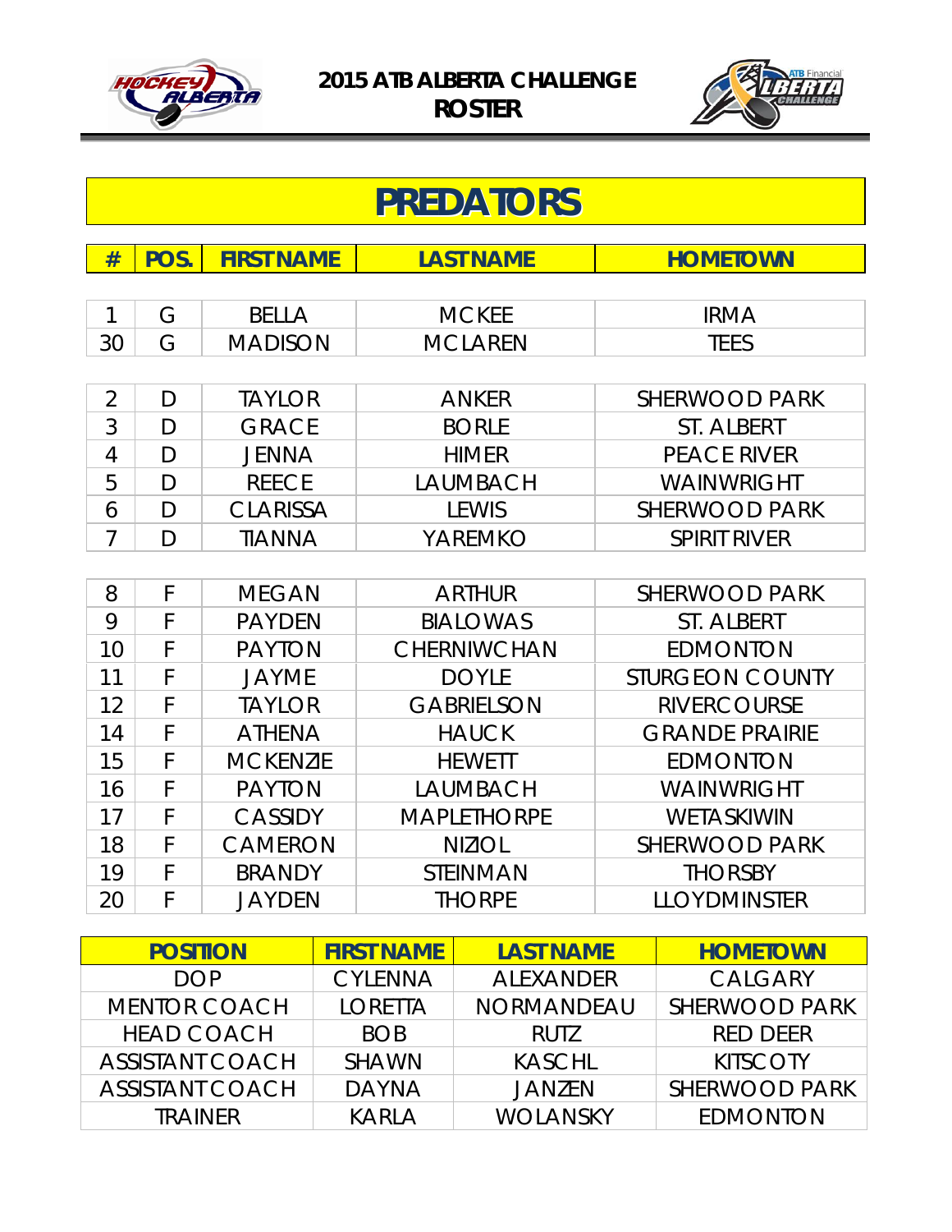# 2015 ATB ALBERTA CHALLENGE ROSTER

## PREDATORS

| # | POS. | FIRST NAME | LAST NAME | HOMETOWN |
|---|---|---|---|---|
| 1 | G | BELLA | MCKEE | IRMA |
| 30 | G | MADISON | MCLAREN | TEES |
| 2 | D | TAYLOR | ANKER | SHERWOOD PARK |
| 3 | D | GRACE | BORLE | ST. ALBERT |
| 4 | D | JENNA | HIMER | PEACE RIVER |
| 5 | D | REECE | LAUMBACH | WAINWRIGHT |
| 6 | D | CLARISSA | LEWIS | SHERWOOD PARK |
| 7 | D | TIANNA | YAREMKO | SPIRIT RIVER |
| 8 | F | MEGAN | ARTHUR | SHERWOOD PARK |
| 9 | F | PAYDEN | BIALOWAS | ST. ALBERT |
| 10 | F | PAYTON | CHERNIWCHAN | EDMONTON |
| 11 | F | JAYME | DOYLE | STURGEON COUNTY |
| 12 | F | TAYLOR | GABRIELSON | RIVERCOURSE |
| 14 | F | ATHENA | HAUCK | GRANDE PRAIRIE |
| 15 | F | MCKENZIE | HEWETT | EDMONTON |
| 16 | F | PAYTON | LAUMBACH | WAINWRIGHT |
| 17 | F | CASSIDY | MAPLETHORPE | WETASKIWIN |
| 18 | F | CAMERON | NIZIOL | SHERWOOD PARK |
| 19 | F | BRANDY | STEINMAN | THORSBY |
| 20 | F | JAYDEN | THORPE | LLOYDMINSTER |

| POSITION | FIRST NAME | LAST NAME | HOMETOWN |
|---|---|---|---|
| DOP | CYLENNA | ALEXANDER | CALGARY |
| MENTOR COACH | LORETTA | NORMANDEAU | SHERWOOD PARK |
| HEAD COACH | BOB | RUTZ | RED DEER |
| ASSISTANT COACH | SHAWN | KASCHL | KITSCOTY |
| ASSISTANT COACH | DAYNA | JANZEN | SHERWOOD PARK |
| TRAINER | KARLA | WOLANSKY | EDMONTON |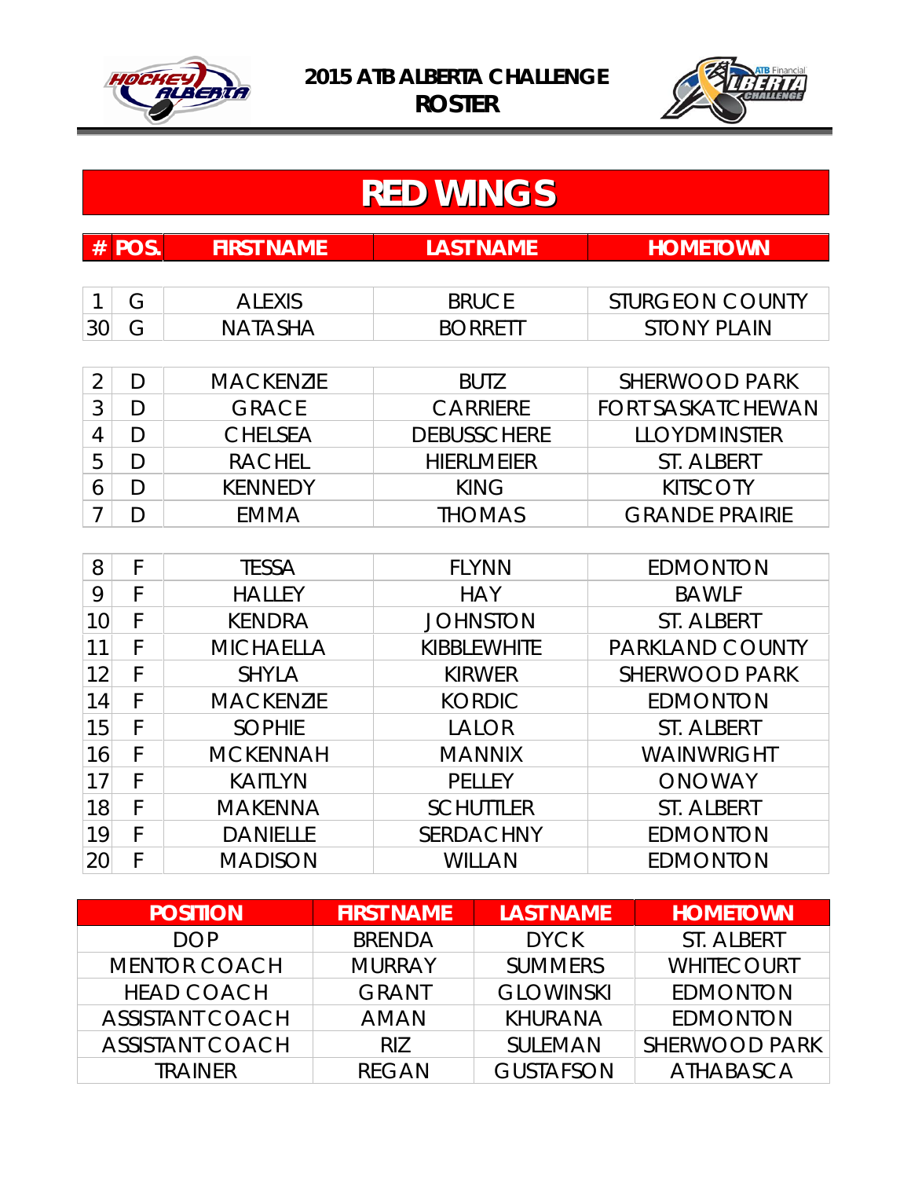# 2015 ATB ALBERTA CHALLENGE ROSTER

## RED WINGS

| # | POS. | FIRST NAME | LAST NAME | HOMETOWN |
|---|---|---|---|---|
| 1 | G | ALEXIS | BRUCE | STURGEON COUNTY |
| 30 | G | NATASHA | BORRETT | STONY PLAIN |
| 2 | D | MACKENZIE | BUTZ | SHERWOOD PARK |
| 3 | D | GRACE | CARRIERE | FORT SASKATCHEWAN |
| 4 | D | CHELSEA | DEBUSSCHERE | LLOYDMINSTER |
| 5 | D | RACHEL | HIERLMEIER | ST. ALBERT |
| 6 | D | KENNEDY | KING | KITSCOTY |
| 7 | D | EMMA | THOMAS | GRANDE PRAIRIE |
| 8 | F | TESSA | FLYNN | EDMONTON |
| 9 | F | HALLEY | HAY | BAWLF |
| 10 | F | KENDRA | JOHNSTON | ST. ALBERT |
| 11 | F | MICHAELLA | KIBBLEWHITE | PARKLAND COUNTY |
| 12 | F | SHYLA | KIRWER | SHERWOOD PARK |
| 14 | F | MACKENZIE | KORDIC | EDMONTON |
| 15 | F | SOPHIE | LALOR | ST. ALBERT |
| 16 | F | MCKENNAH | MANNIX | WAINWRIGHT |
| 17 | F | KAITLYN | PELLEY | ONOWAY |
| 18 | F | MAKENNA | SCHUTTLER | ST. ALBERT |
| 19 | F | DANIELLE | SERDACHNY | EDMONTON |
| 20 | F | MADISON | WILLAN | EDMONTON |

| POSITION | FIRST NAME | LAST NAME | HOMETOWN |
|---|---|---|---|
| DOP | BRENDA | DYCK | ST. ALBERT |
| MENTOR COACH | MURRAY | SUMMERS | WHITECOURT |
| HEAD COACH | GRANT | GLOWINSKI | EDMONTON |
| ASSISTANT COACH | AMAN | KHURANA | EDMONTON |
| ASSISTANT COACH | RIZ | SULEMAN | SHERWOOD PARK |
| TRAINER | REGAN | GUSTAFSON | ATHABASCA |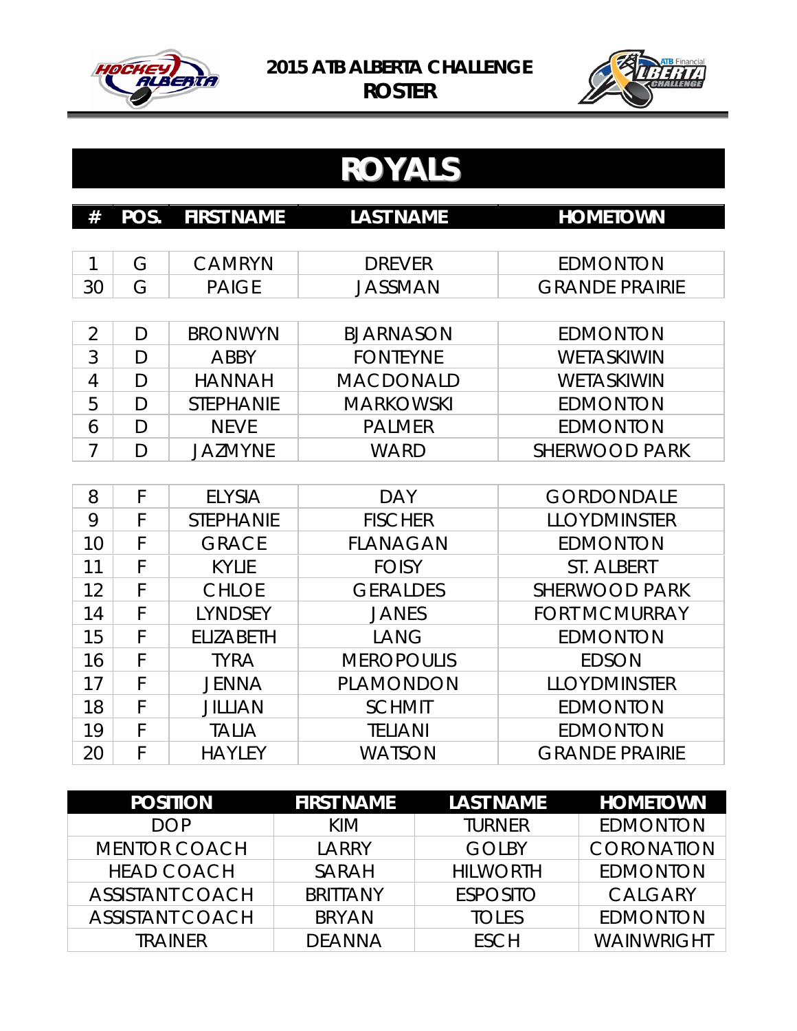# 2015 ATB ALBERTA CHALLENGE ROSTER

## ROYALS

| # | POS. | FIRST NAME | LAST NAME | HOMETOWN |
|---|---|---|---|---|
| 1 | G | CAMRYN | DREVER | EDMONTON |
| 30 | G | PAIGE | JASSMAN | GRANDE PRAIRIE |
| 2 | D | BRONWYN | BJARNASON | EDMONTON |
| 3 | D | ABBY | FONTEYNE | WETASKIWIN |
| 4 | D | HANNAH | MACDONALD | WETASKIWIN |
| 5 | D | STEPHANIE | MARKOWSKI | EDMONTON |
| 6 | D | NEVE | PALMER | EDMONTON |
| 7 | D | JAZMYNE | WARD | SHERWOOD PARK |
| 8 | F | ELYSIA | DAY | GORDONDALE |
| 9 | F | STEPHANIE | FISCHER | LLOYDMINSTER |
| 10 | F | GRACE | FLANAGAN | EDMONTON |
| 11 | F | KYLIE | FOISY | ST. ALBERT |
| 12 | F | CHLOE | GERALDES | SHERWOOD PARK |
| 14 | F | LYNDSEY | JANES | FORT MCMURRAY |
| 15 | F | ELIZABETH | LANG | EDMONTON |
| 16 | F | TYRA | MEROPOULIS | EDSON |
| 17 | F | JENNA | PLAMONDON | LLOYDMINSTER |
| 18 | F | JILLIAN | SCHMIT | EDMONTON |
| 19 | F | TALIA | TELIANI | EDMONTON |
| 20 | F | HAYLEY | WATSON | GRANDE PRAIRIE |

| POSITION | FIRST NAME | LAST NAME | HOMETOWN |
|---|---|---|---|
| DOP | KIM | TURNER | EDMONTON |
| MENTOR COACH | LARRY | GOLBY | CORONATION |
| HEAD COACH | SARAH | HILWORTH | EDMONTON |
| ASSISTANT COACH | BRITTANY | ESPOSITO | CALGARY |
| ASSISTANT COACH | BRYAN | TOLES | EDMONTON |
| TRAINER | DEANNA | ESCH | WAINWRIGHT |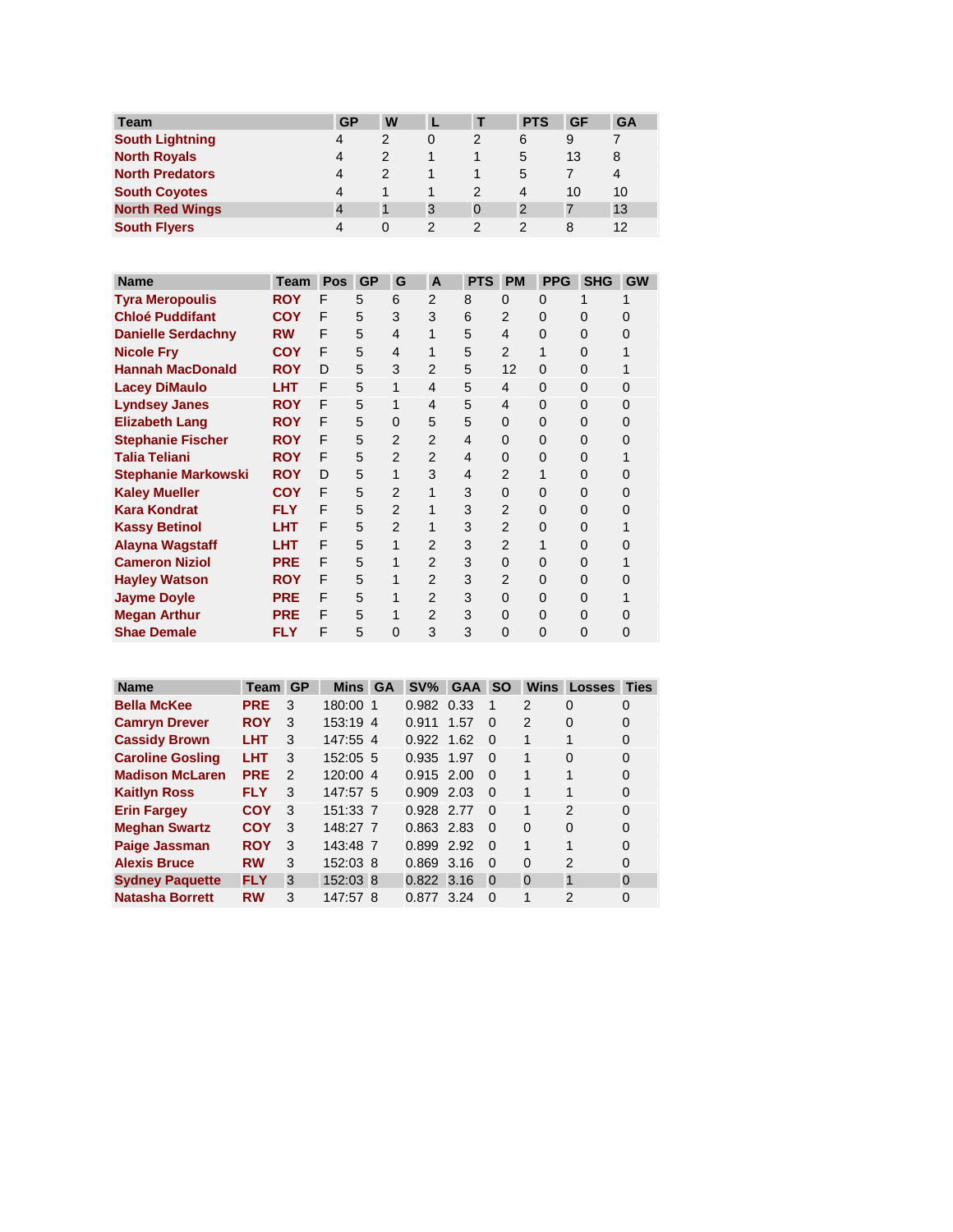| Team | GP | W | L | T | PTS | GF | GA |
|---|---|---|---|---|---|---|---|
| South Lightning | 4 | 2 | 0 | 2 | 6 | 9 | 7 |
| North Royals | 4 | 2 | 1 | 1 | 5 | 13 | 8 |
| North Predators | 4 | 2 | 1 | 1 | 5 | 7 | 4 |
| South Coyotes | 4 | 1 | 1 | 2 | 4 | 10 | 10 |
| North Red Wings | 4 | 1 | 3 | 0 | 2 | 7 | 13 |
| South Flyers | 4 | 0 | 2 | 2 | 2 | 8 | 12 |

| Name | Team | Pos | GP | G | A | PTS | PM | PPG | SHG | GW |
|---|---|---|---|---|---|---|---|---|---|---|
| Tyra Meropoulis | ROY | F | 5 | 6 | 2 | 8 | 0 | 0 | 1 | 1 |
| Chloé Puddifant | COY | F | 5 | 3 | 3 | 6 | 2 | 0 | 0 | 0 |
| Danielle Serdachny | RW | F | 5 | 4 | 1 | 5 | 4 | 0 | 0 | 0 |
| Nicole Fry | COY | F | 5 | 4 | 1 | 5 | 2 | 1 | 0 | 1 |
| Hannah MacDonald | ROY | D | 5 | 3 | 2 | 5 | 12 | 0 | 0 | 1 |
| Lacey DiMaulo | LHT | F | 5 | 1 | 4 | 5 | 4 | 0 | 0 | 0 |
| Lyndsey Janes | ROY | F | 5 | 1 | 4 | 5 | 4 | 0 | 0 | 0 |
| Elizabeth Lang | ROY | F | 5 | 0 | 5 | 5 | 0 | 0 | 0 | 0 |
| Stephanie Fischer | ROY | F | 5 | 2 | 2 | 4 | 0 | 0 | 0 | 0 |
| Talia Teliani | ROY | F | 5 | 2 | 2 | 4 | 0 | 0 | 0 | 1 |
| Stephanie Markowski | ROY | D | 5 | 1 | 3 | 4 | 2 | 1 | 0 | 0 |
| Kaley Mueller | COY | F | 5 | 2 | 1 | 3 | 0 | 0 | 0 | 0 |
| Kara Kondrat | FLY | F | 5 | 2 | 1 | 3 | 2 | 0 | 0 | 0 |
| Kassy Betinol | LHT | F | 5 | 2 | 1 | 3 | 2 | 0 | 0 | 1 |
| Alayna Wagstaff | LHT | F | 5 | 1 | 2 | 3 | 2 | 1 | 0 | 0 |
| Cameron Niziol | PRE | F | 5 | 1 | 2 | 3 | 0 | 0 | 0 | 1 |
| Hayley Watson | ROY | F | 5 | 1 | 2 | 3 | 2 | 0 | 0 | 0 |
| Jayme Doyle | PRE | F | 5 | 1 | 2 | 3 | 0 | 0 | 0 | 1 |
| Megan Arthur | PRE | F | 5 | 1 | 2 | 3 | 0 | 0 | 0 | 0 |
| Shae Demale | FLY | F | 5 | 0 | 3 | 3 | 0 | 0 | 0 | 0 |

| Name | Team | GP | Mins | GA | SV% | GAA | SO | Wins | Losses | Ties |
|---|---|---|---|---|---|---|---|---|---|---|
| Bella McKee | PRE | 3 | 180:00 | 1 | 0.982 | 0.33 | 1 | 2 | 0 | 0 |
| Camryn Drever | ROY | 3 | 153:19 | 4 | 0.911 | 1.57 | 0 | 2 | 0 | 0 |
| Cassidy Brown | LHT | 3 | 147:55 | 4 | 0.922 | 1.62 | 0 | 1 | 1 | 0 |
| Caroline Gosling | LHT | 3 | 152:05 | 5 | 0.935 | 1.97 | 0 | 1 | 0 | 0 |
| Madison McLaren | PRE | 2 | 120:00 | 4 | 0.915 | 2.00 | 0 | 1 | 1 | 0 |
| Kaitlyn Ross | FLY | 3 | 147:57 | 5 | 0.909 | 2.03 | 0 | 1 | 1 | 0 |
| Erin Fargey | COY | 3 | 151:33 | 7 | 0.928 | 2.77 | 0 | 1 | 2 | 0 |
| Meghan Swartz | COY | 3 | 148:27 | 7 | 0.863 | 2.83 | 0 | 0 | 0 | 0 |
| Paige Jassman | ROY | 3 | 143:48 | 7 | 0.899 | 2.92 | 0 | 1 | 1 | 0 |
| Alexis Bruce | RW | 3 | 152:03 | 8 | 0.869 | 3.16 | 0 | 0 | 2 | 0 |
| Sydney Paquette | FLY | 3 | 152:03 | 8 | 0.822 | 3.16 | 0 | 0 | 1 | 0 |
| Natasha Borrett | RW | 3 | 147:57 | 8 | 0.877 | 3.24 | 0 | 1 | 2 | 0 |